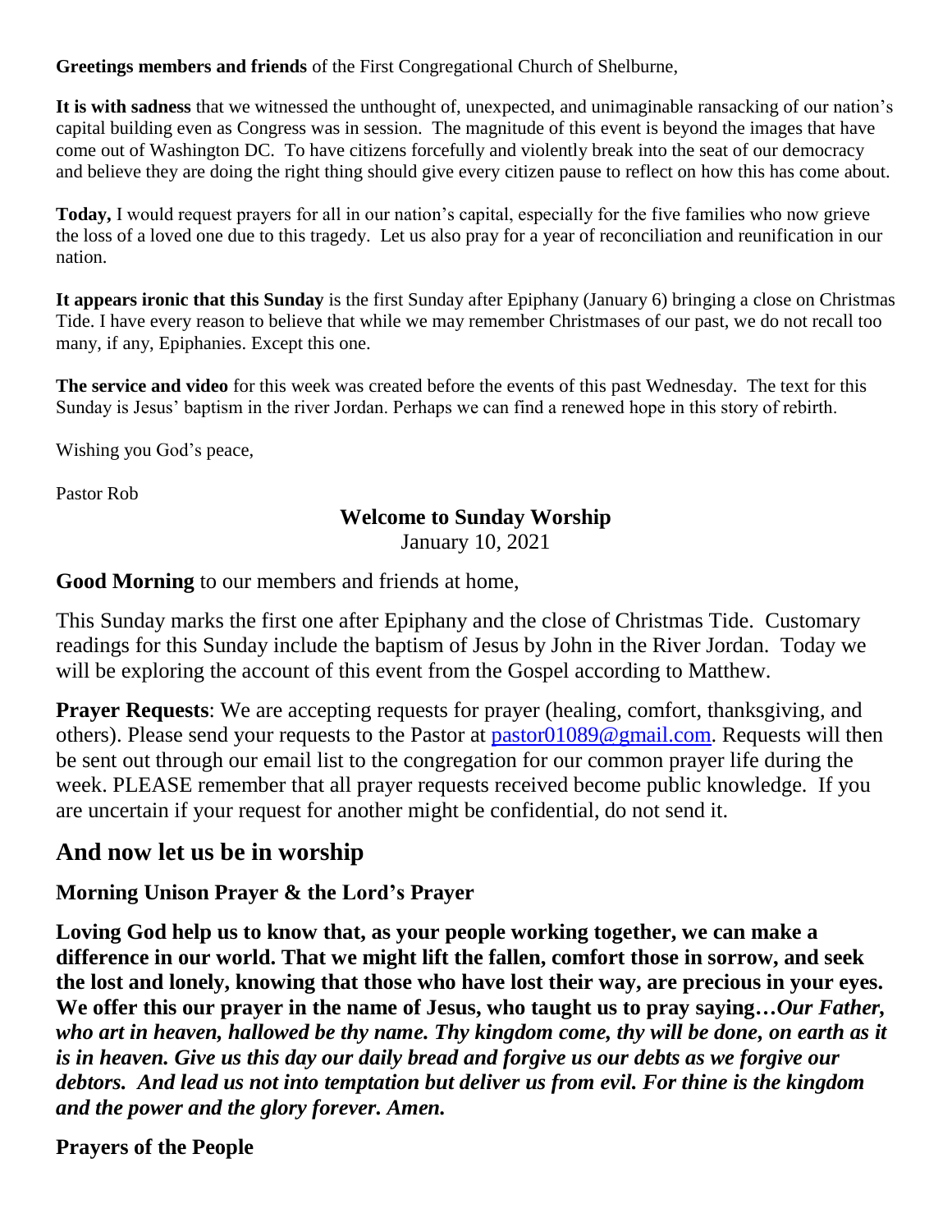**Greetings members and friends** of the First Congregational Church of Shelburne,

**It is with sadness** that we witnessed the unthought of, unexpected, and unimaginable ransacking of our nation's capital building even as Congress was in session. The magnitude of this event is beyond the images that have come out of Washington DC. To have citizens forcefully and violently break into the seat of our democracy and believe they are doing the right thing should give every citizen pause to reflect on how this has come about.

**Today,** I would request prayers for all in our nation's capital, especially for the five families who now grieve the loss of a loved one due to this tragedy. Let us also pray for a year of reconciliation and reunification in our nation.

**It appears ironic that this Sunday** is the first Sunday after Epiphany (January 6) bringing a close on Christmas Tide. I have every reason to believe that while we may remember Christmases of our past, we do not recall too many, if any, Epiphanies. Except this one.

**The service and video** for this week was created before the events of this past Wednesday. The text for this Sunday is Jesus' baptism in the river Jordan. Perhaps we can find a renewed hope in this story of rebirth.

Wishing you God's peace,

Pastor Rob

**Welcome to Sunday Worship**

January 10, 2021

**Good Morning** to our members and friends at home,

This Sunday marks the first one after Epiphany and the close of Christmas Tide. Customary readings for this Sunday include the baptism of Jesus by John in the River Jordan. Today we will be exploring the account of this event from the Gospel according to Matthew.

**Prayer Requests**: We are accepting requests for prayer (healing, comfort, thanksgiving, and others). Please send your requests to the Pastor at pastor01089@gmail.com. Requests will then be sent out through our email list to the congregation for our common prayer life during the week. PLEASE remember that all prayer requests received become public knowledge. If you are uncertain if your request for another might be confidential, do not send it.

## And now let us be in worship

### Morning Unison Prayer & the Lord's Prayer

**Loving God help us to know that, as your people working together, we can make a difference in our world. That we might lift the fallen, comfort those in sorrow, and seek the lost and lonely, knowing that those who have lost their way, are precious in your eyes. We offer this our prayer in the name of Jesus, who taught us to pray saying…*Our Father, who art in heaven, hallowed be thy name. Thy kingdom come, thy will be done, on earth as it is in heaven. Give us this day our daily bread and forgive us our debts as we forgive our debtors. And lead us not into temptation but deliver us from evil. For thine is the kingdom and the power and the glory forever. Amen.***

### Prayers of the People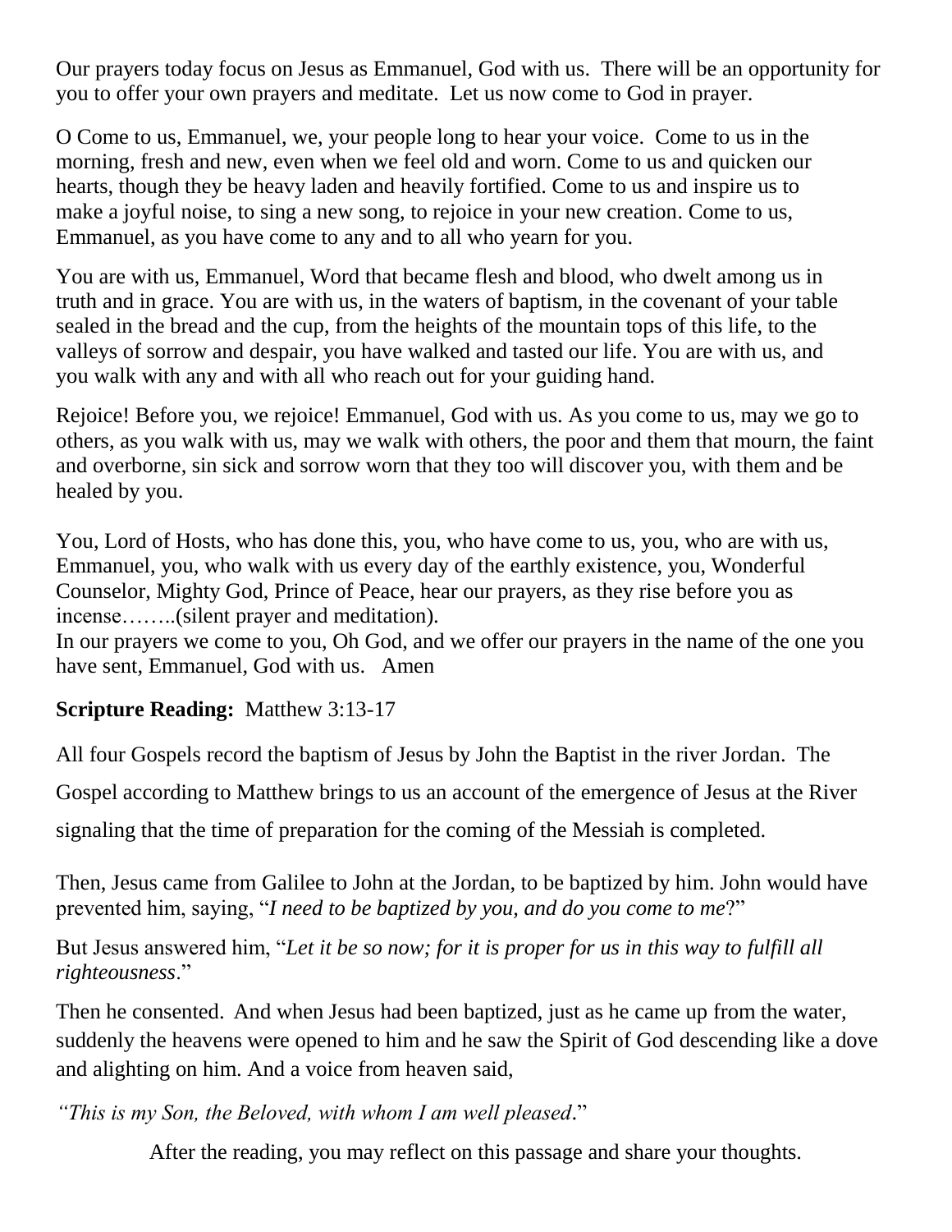Our prayers today focus on Jesus as Emmanuel, God with us. There will be an opportunity for you to offer your own prayers and meditate. Let us now come to God in prayer.

O Come to us, Emmanuel, we, your people long to hear your voice. Come to us in the morning, fresh and new, even when we feel old and worn. Come to us and quicken our hearts, though they be heavy laden and heavily fortified. Come to us and inspire us to make a joyful noise, to sing a new song, to rejoice in your new creation. Come to us, Emmanuel, as you have come to any and to all who yearn for you.

You are with us, Emmanuel, Word that became flesh and blood, who dwelt among us in truth and in grace. You are with us, in the waters of baptism, in the covenant of your table sealed in the bread and the cup, from the heights of the mountain tops of this life, to the valleys of sorrow and despair, you have walked and tasted our life. You are with us, and you walk with any and with all who reach out for your guiding hand.

Rejoice! Before you, we rejoice! Emmanuel, God with us. As you come to us, may we go to others, as you walk with us, may we walk with others, the poor and them that mourn, the faint and overborne, sin sick and sorrow worn that they too will discover you, with them and be healed by you.

You, Lord of Hosts, who has done this, you, who have come to us, you, who are with us, Emmanuel, you, who walk with us every day of the earthly existence, you, Wonderful Counselor, Mighty God, Prince of Peace, hear our prayers, as they rise before you as incense……..(silent prayer and meditation).
In our prayers we come to you, Oh God, and we offer our prayers in the name of the one you have sent, Emmanuel, God with us. Amen

**Scripture Reading:** Matthew 3:13-17

All four Gospels record the baptism of Jesus by John the Baptist in the river Jordan. The Gospel according to Matthew brings to us an account of the emergence of Jesus at the River signaling that the time of preparation for the coming of the Messiah is completed.

Then, Jesus came from Galilee to John at the Jordan, to be baptized by him. John would have prevented him, saying, "*I need to be baptized by you, and do you come to me*?"

But Jesus answered him, "*Let it be so now; for it is proper for us in this way to fulfill all righteousness*."

Then he consented. And when Jesus had been baptized, just as he came up from the water, suddenly the heavens were opened to him and he saw the Spirit of God descending like a dove and alighting on him. And a voice from heaven said,

*"This is my Son, the Beloved, with whom I am well pleased*."

After the reading, you may reflect on this passage and share your thoughts.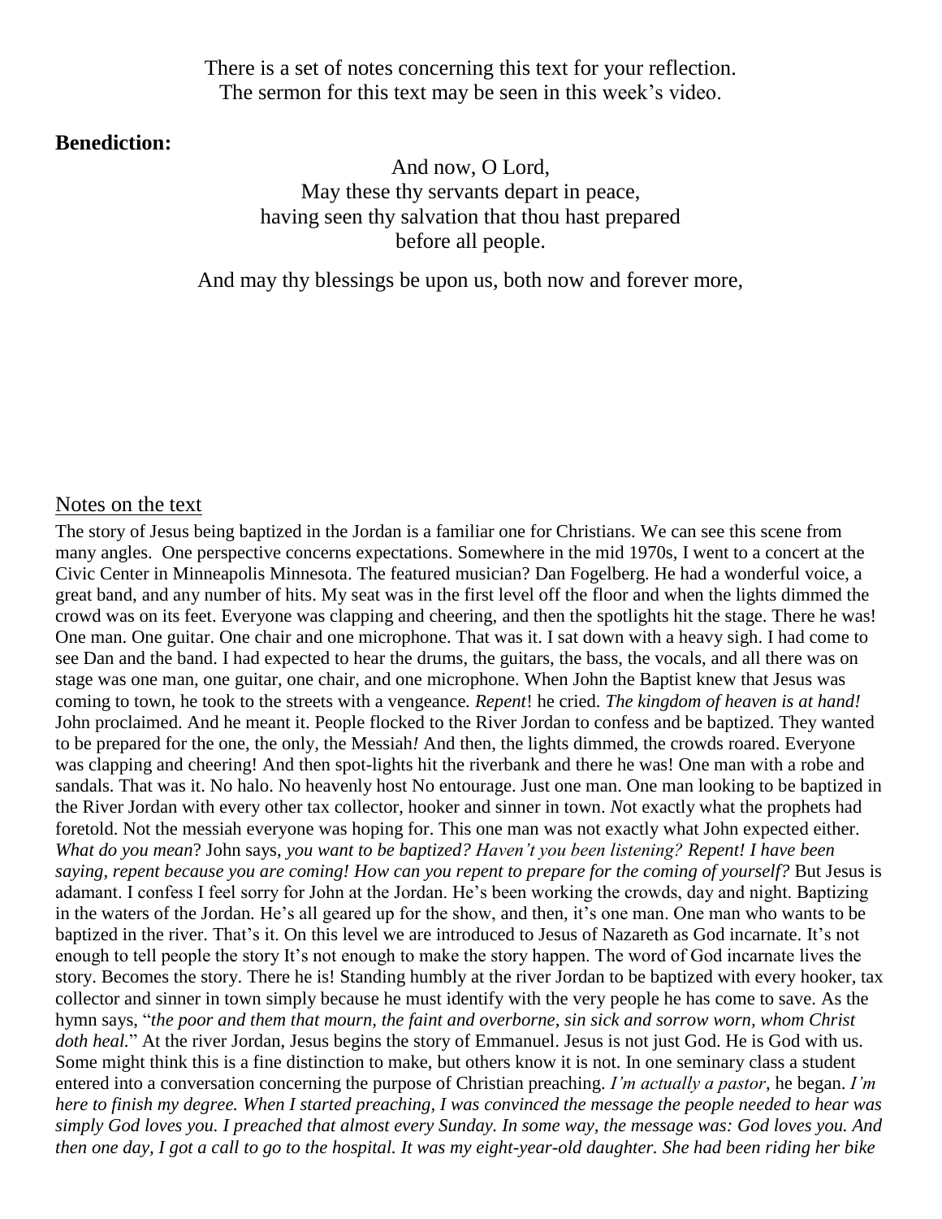There is a set of notes concerning this text for your reflection.
The sermon for this text may be seen in this week's video.

**Benediction:**

And now, O Lord,
May these thy servants depart in peace,
having seen thy salvation that thou hast prepared
before all people.

And may thy blessings be upon us, both now and forever more,

Notes on the text

The story of Jesus being baptized in the Jordan is a familiar one for Christians. We can see this scene from many angles. One perspective concerns expectations. Somewhere in the mid 1970s, I went to a concert at the Civic Center in Minneapolis Minnesota. The featured musician? Dan Fogelberg. He had a wonderful voice, a great band, and any number of hits. My seat was in the first level off the floor and when the lights dimmed the crowd was on its feet. Everyone was clapping and cheering, and then the spotlights hit the stage. There he was! One man. One guitar. One chair and one microphone. That was it. I sat down with a heavy sigh. I had come to see Dan and the band. I had expected to hear the drums, the guitars, the bass, the vocals, and all there was on stage was one man, one guitar, one chair, and one microphone. When John the Baptist knew that Jesus was coming to town, he took to the streets with a vengeance. *Repent*! he cried. *The kingdom of heaven is at hand!* John proclaimed. And he meant it. People flocked to the River Jordan to confess and be baptized. They wanted to be prepared for the one, the only, the Messiah*!* And then, the lights dimmed, the crowds roared. Everyone was clapping and cheering! And then spot-lights hit the riverbank and there he was! One man with a robe and sandals. That was it. No halo. No heavenly host No entourage. Just one man. One man looking to be baptized in the River Jordan with every other tax collector, hooker and sinner in town. *N*ot exactly what the prophets had foretold. Not the messiah everyone was hoping for. This one man was not exactly what John expected either. *What do you mean*? John says, *you want to be baptized? Haven't you been listening? Repent! I have been saying, repent because you are coming! How can you repent to prepare for the coming of yourself?* But Jesus is adamant. I confess I feel sorry for John at the Jordan. He's been working the crowds, day and night. Baptizing in the waters of the Jordan. He's all geared up for the show, and then, it's one man. One man who wants to be baptized in the river. That's it. On this level we are introduced to Jesus of Nazareth as God incarnate. It's not enough to tell people the story It's not enough to make the story happen. The word of God incarnate lives the story. Becomes the story. There he is! Standing humbly at the river Jordan to be baptized with every hooker, tax collector and sinner in town simply because he must identify with the very people he has come to save. As the hymn says, "*the poor and them that mourn, the faint and overborne, sin sick and sorrow worn, whom Christ doth heal.*" At the river Jordan, Jesus begins the story of Emmanuel. Jesus is not just God. He is God with us. Some might think this is a fine distinction to make, but others know it is not. In one seminary class a student entered into a conversation concerning the purpose of Christian preaching. *I'm actually a pastor*, he began. *I'm here to finish my degree. When I started preaching, I was convinced the message the people needed to hear was simply God loves you. I preached that almost every Sunday. In some way, the message was: God loves you. And then one day, I got a call to go to the hospital. It was my eight-year-old daughter. She had been riding her bike*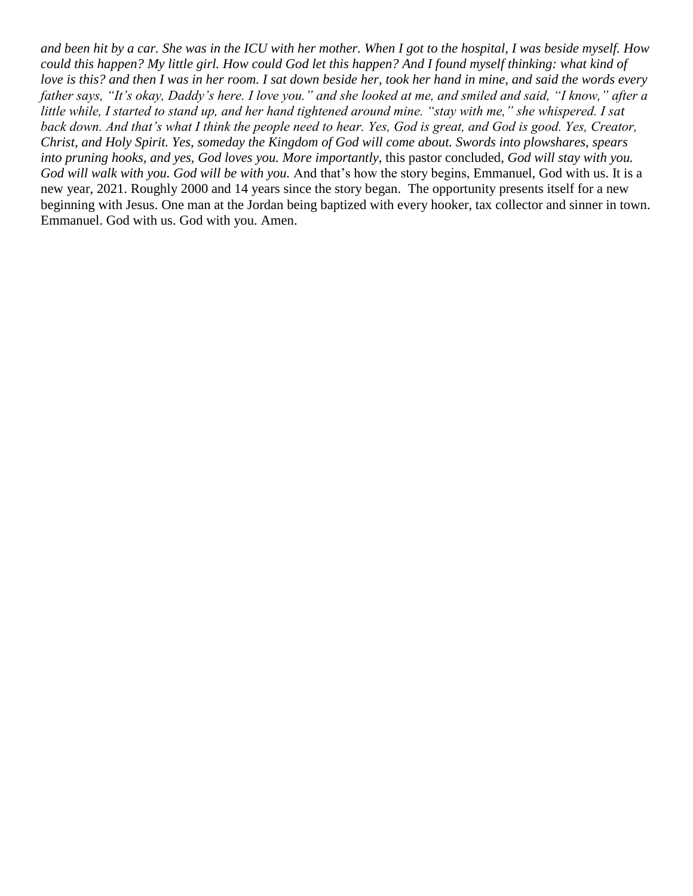*and been hit by a car. She was in the ICU with her mother. When I got to the hospital, I was beside myself. How could this happen? My little girl. How could God let this happen? And I found myself thinking: what kind of love is this? and then I was in her room. I sat down beside her, took her hand in mine, and said the words every father says, "It's okay, Daddy's here. I love you." and she looked at me, and smiled and said, "I know," after a little while, I started to stand up, and her hand tightened around mine. "stay with me," she whispered. I sat back down. And that's what I think the people need to hear. Yes, God is great, and God is good. Yes, Creator, Christ, and Holy Spirit. Yes, someday the Kingdom of God will come about. Swords into plowshares, spears into pruning hooks, and yes, God loves you. More importantly,* this pastor concluded, *God will stay with you. God will walk with you. God will be with you.* And that's how the story begins, Emmanuel, God with us. It is a new year, 2021. Roughly 2000 and 14 years since the story began. The opportunity presents itself for a new beginning with Jesus. One man at the Jordan being baptized with every hooker, tax collector and sinner in town. Emmanuel. God with us. God with you. Amen.